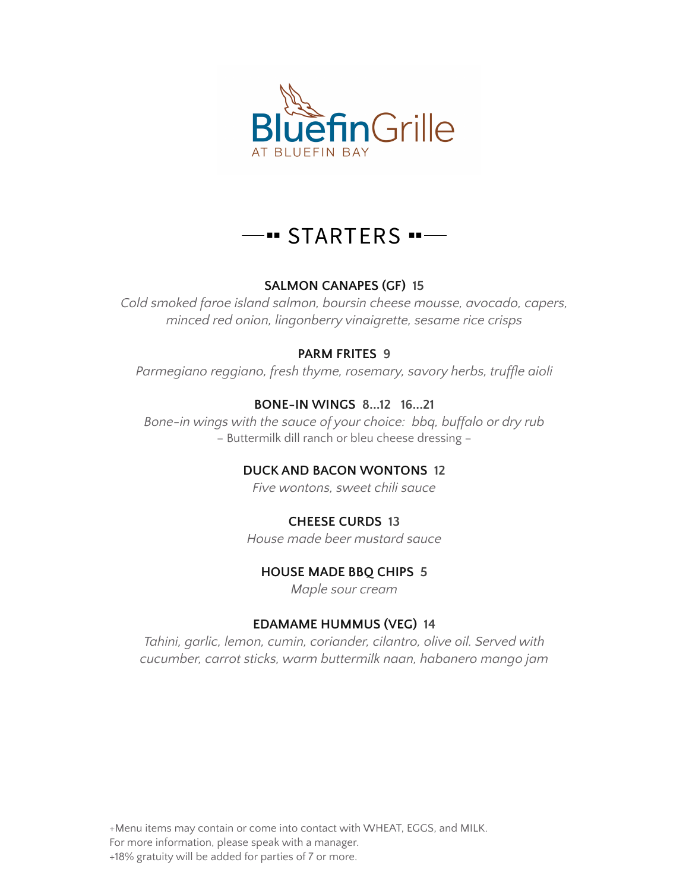# BluefinGrille

AT BLUEFIN BAY

## STARTERS

### SALMON CANAPES (GF) 15

*Cold smoked faroe island salmon, boursin cheese mousse, avocado, capers, minced red onion, lingonberry vinaigrette, sesame rice crisps*

### PARM FRITES 9

*Parmegiano reggiano, fresh thyme, rosemary, savory herbs, truffle aioli*

### BONE-IN WINGS 8…12 16…21

*Bone-in wings with the sauce of your choice: bbq, buffalo or dry rub*

– Buttermilk dill ranch or bleu cheese dressing –

### DUCK AND BACON WONTONS 12

*Five wontons, sweet chili sauce*

### CHEESE CURDS 13

*House made beer mustard sauce*

### HOUSE MADE BBQ CHIPS 5

*Maple sour cream*

### EDAMAME HUMMUS (VEG) 14

*Tahini, garlic, lemon, cumin, coriander, cilantro, olive oil. Served with cucumber, carrot sticks, warm buttermilk naan, habanero mango jam*

+Menu items may contain or come into contact with WHEAT, EGGS, and MILK.
For more information, please speak with a manager.
+18% gratuity will be added for parties of 7 or more.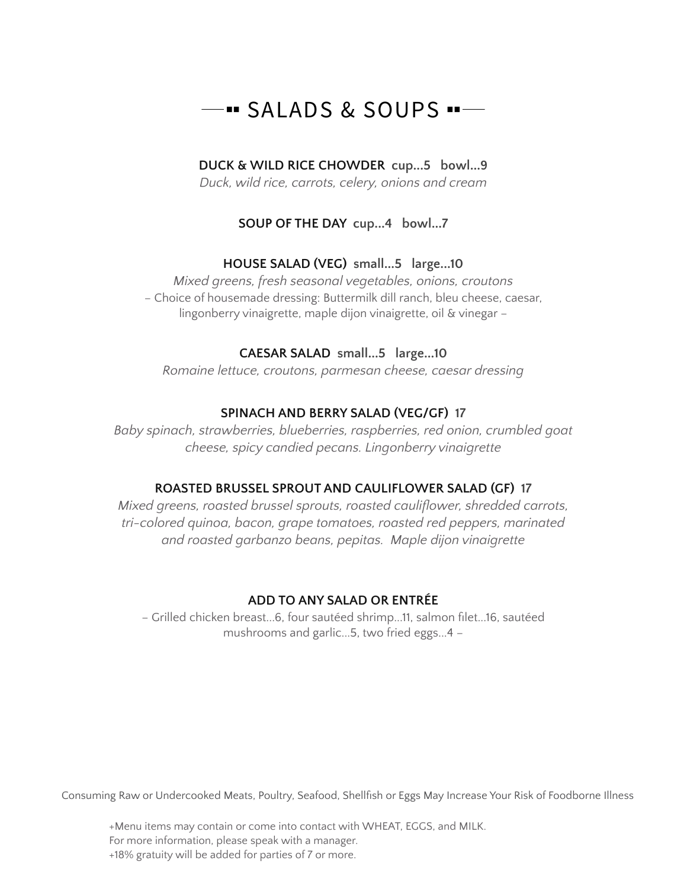# SALADS & SOUPS

### DUCK & WILD RICE CHOWDER cup...5 bowl...9

*Duck, wild rice, carrots, celery, onions and cream*

### SOUP OF THE DAY cup...4 bowl...7

### HOUSE SALAD (VEG) small...5 large...10

*Mixed greens, fresh seasonal vegetables, onions, croutons*

– Choice of housemade dressing: Buttermilk dill ranch, bleu cheese, caesar, lingonberry vinaigrette, maple dijon vinaigrette, oil & vinegar –

### CAESAR SALAD small...5 large...10

*Romaine lettuce, croutons, parmesan cheese, caesar dressing*

### SPINACH AND BERRY SALAD (VEG/GF) 17

*Baby spinach, strawberries, blueberries, raspberries, red onion, crumbled goat cheese, spicy candied pecans. Lingonberry vinaigrette*

### ROASTED BRUSSEL SPROUT AND CAULIFLOWER SALAD (GF) 17

*Mixed greens, roasted brussel sprouts, roasted cauliflower, shredded carrots, tri-colored quinoa, bacon, grape tomatoes, roasted red peppers, marinated and roasted garbanzo beans, pepitas. Maple dijon vinaigrette*

### ADD TO ANY SALAD OR ENTRÉE

– Grilled chicken breast...6, four sautéed shrimp...11, salmon filet...16, sautéed mushrooms and garlic...5, two fried eggs...4 –

Consuming Raw or Undercooked Meats, Poultry, Seafood, Shellfish or Eggs May Increase Your Risk of Foodborne Illness

+Menu items may contain or come into contact with WHEAT, EGGS, and MILK.
For more information, please speak with a manager.
+18% gratuity will be added for parties of 7 or more.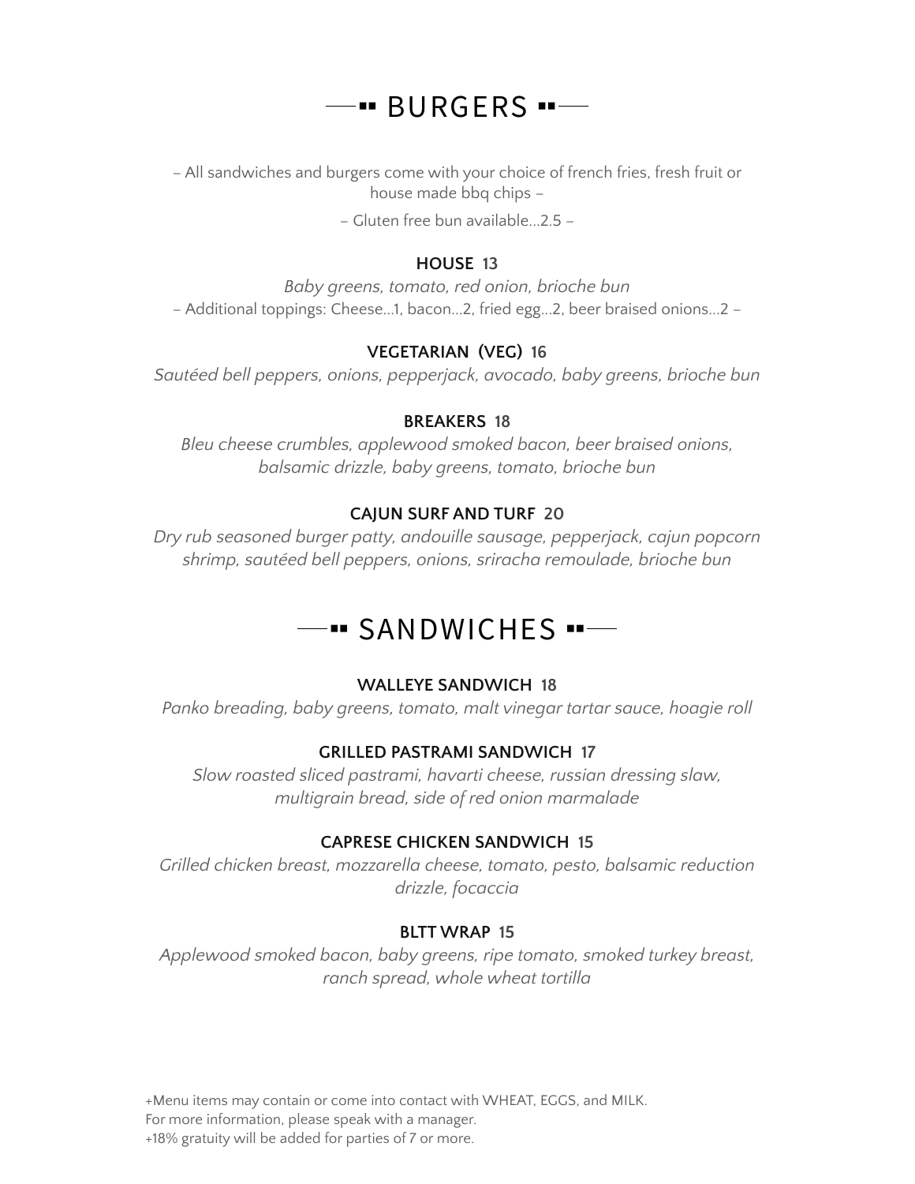# ▪▪ BURGERS ▪▪

– All sandwiches and burgers come with your choice of french fries, fresh fruit or house made bbq chips –

– Gluten free bun available...2.5 –

### HOUSE 13

*Baby greens, tomato, red onion, brioche bun*

– Additional toppings: Cheese...1, bacon...2, fried egg...2, beer braised onions...2 –

### VEGETARIAN (VEG) 16

*Sautéed bell peppers, onions, pepperjack, avocado, baby greens, brioche bun*

### BREAKERS 18

*Bleu cheese crumbles, applewood smoked bacon, beer braised onions, balsamic drizzle, baby greens, tomato, brioche bun*

### CAJUN SURF AND TURF 20

*Dry rub seasoned burger patty, andouille sausage, pepperjack, cajun popcorn shrimp, sautéed bell peppers, onions, sriracha remoulade, brioche bun*

# ▪▪ SANDWICHES ▪▪

### WALLEYE SANDWICH 18

*Panko breading, baby greens, tomato, malt vinegar tartar sauce, hoagie roll*

### GRILLED PASTRAMI SANDWICH 17

*Slow roasted sliced pastrami, havarti cheese, russian dressing slaw, multigrain bread, side of red onion marmalade*

### CAPRESE CHICKEN SANDWICH 15

*Grilled chicken breast, mozzarella cheese, tomato, pesto, balsamic reduction drizzle, focaccia*

### BLTT WRAP 15

*Applewood smoked bacon, baby greens, ripe tomato, smoked turkey breast, ranch spread, whole wheat tortilla*

+Menu items may contain or come into contact with WHEAT, EGGS, and MILK.
For more information, please speak with a manager.
+18% gratuity will be added for parties of 7 or more.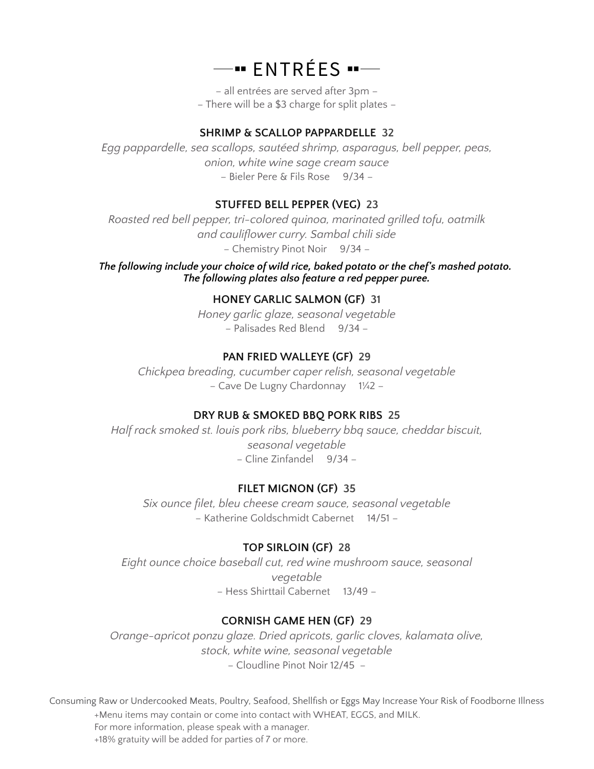# ENTRÉES

– all entrées are served after 3pm –
– There will be a $3 charge for split plates –

**SHRIMP & SCALLOP PAPPARDELLE 32**

*Egg pappardelle, sea scallops, sautéed shrimp, asparagus, bell pepper, peas, onion, white wine sage cream sauce*

– Bieler Pere & Fils Rose 9/34 –

**STUFFED BELL PEPPER (VEG) 23**

*Roasted red bell pepper, tri-colored quinoa, marinated grilled tofu, oatmilk and cauliflower curry. Sambal chili side*

– Chemistry Pinot Noir 9/34 –

***The following include your choice of wild rice, baked potato or the chef's mashed potato. The following plates also feature a red pepper puree.***

**HONEY GARLIC SALMON (GF) 31**

*Honey garlic glaze, seasonal vegetable*

– Palisades Red Blend 9/34 –

**PAN FRIED WALLEYE (GF) 29**

*Chickpea breading, cucumber caper relish, seasonal vegetable*

– Cave De Lugny Chardonnay 11/42 –

**DRY RUB & SMOKED BBQ PORK RIBS 25**

*Half rack smoked st. louis pork ribs, blueberry bbq sauce, cheddar biscuit, seasonal vegetable*

– Cline Zinfandel 9/34 –

**FILET MIGNON (GF) 35**

*Six ounce filet, bleu cheese cream sauce, seasonal vegetable*

– Katherine Goldschmidt Cabernet 14/51 –

**TOP SIRLOIN (GF) 28**

*Eight ounce choice baseball cut, red wine mushroom sauce, seasonal vegetable*

– Hess Shirttail Cabernet 13/49 –

**CORNISH GAME HEN (GF) 29**

*Orange-apricot ponzu glaze. Dried apricots, garlic cloves, kalamata olive, stock, white wine, seasonal vegetable*

– Cloudline Pinot Noir 12/45 –

Consuming Raw or Undercooked Meats, Poultry, Seafood, Shellfish or Eggs May Increase Your Risk of Foodborne Illness

+Menu items may contain or come into contact with WHEAT, EGGS, and MILK.
For more information, please speak with a manager.
+18% gratuity will be added for parties of 7 or more.